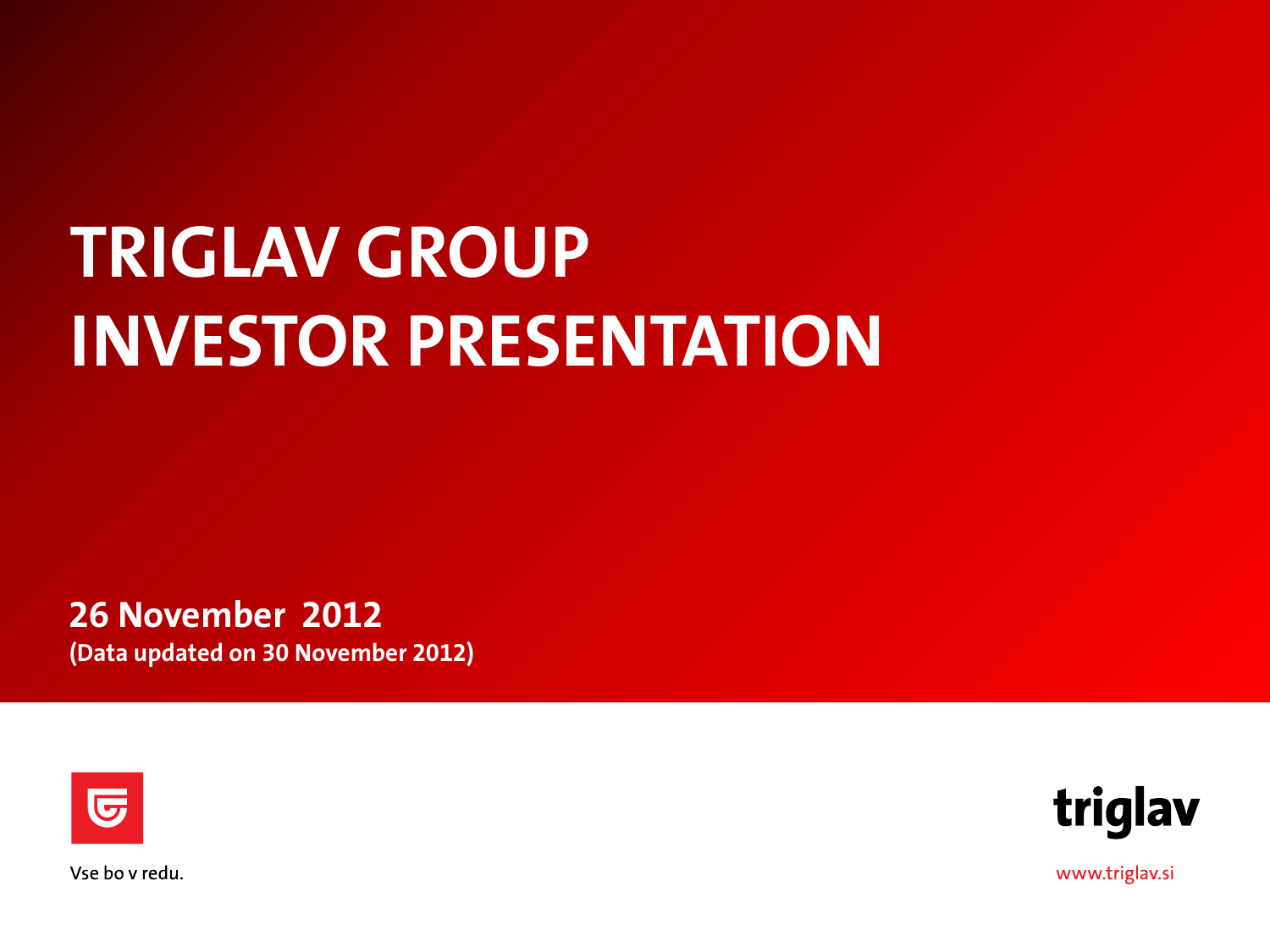# TRIGLAV GROUP INVESTOR PRESENTATION

**26 November 2012**
**(Data updated on 30 November 2012)**

Vse bo v redu.

triglav

www.triglav.si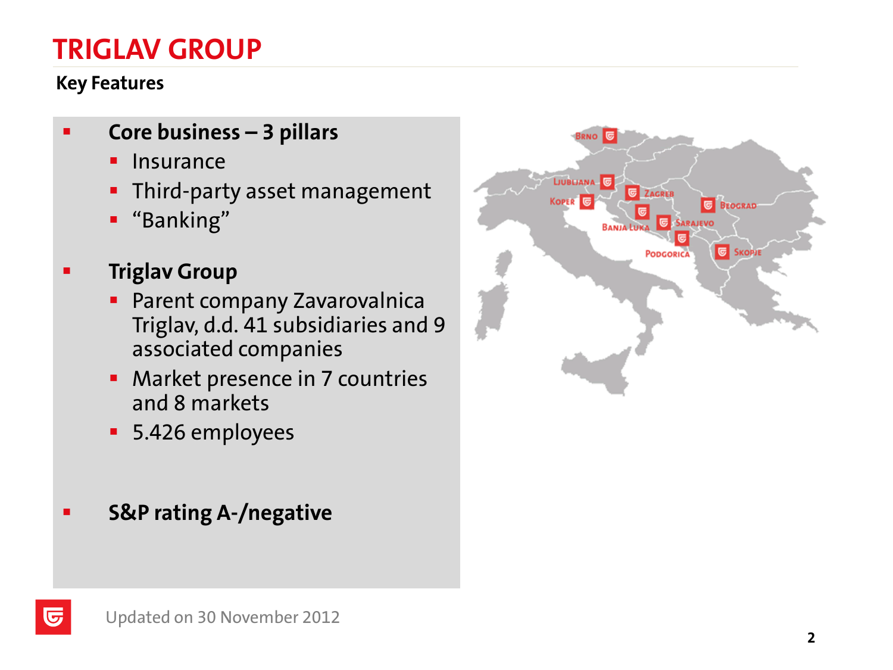# TRIGLAV GROUP

## Key Features

- **Core business – 3 pillars**
  - Insurance
  - Third-party asset management
  - "Banking"
- **Triglav Group**
  - Parent company Zavarovalnica Triglav, d.d. 41 subsidiaries and 9 associated companies
  - Market presence in 7 countries and 8 markets
  - 5.426 employees
- **S&P rating A-/negative**

Brno, Ljubljana, Koper, Zagreb, Beograd, Banja Luka, Sarajevo, Podgorica, Skopje

Updated on 30 November 2012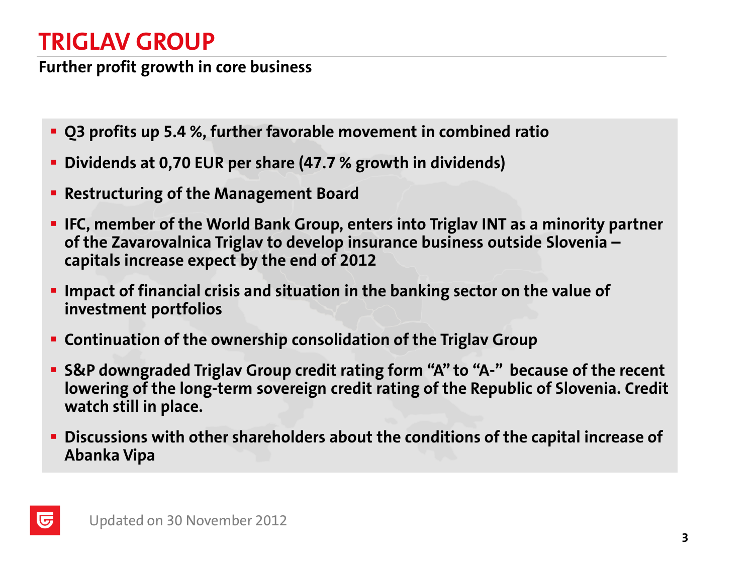# TRIGLAV GROUP

**Further profit growth in core business**

- **Q3 profits up 5.4 %, further favorable movement in combined ratio**
- **Dividends at 0,70 EUR per share (47.7 % growth in dividends)**
- **Restructuring of the Management Board**
- **IFC, member of the World Bank Group, enters into Triglav INT as a minority partner of the Zavarovalnica Triglav to develop insurance business outside Slovenia – capitals increase expect by the end of 2012**
- **Impact of financial crisis and situation in the banking sector on the value of investment portfolios**
- **Continuation of the ownership consolidation of the Triglav Group**
- **S&P downgraded Triglav Group credit rating form "A" to "A-" because of the recent lowering of the long-term sovereign credit rating of the Republic of Slovenia. Credit watch still in place.**
- **Discussions with other shareholders about the conditions of the capital increase of Abanka Vipa**

Updated on 30 November 2012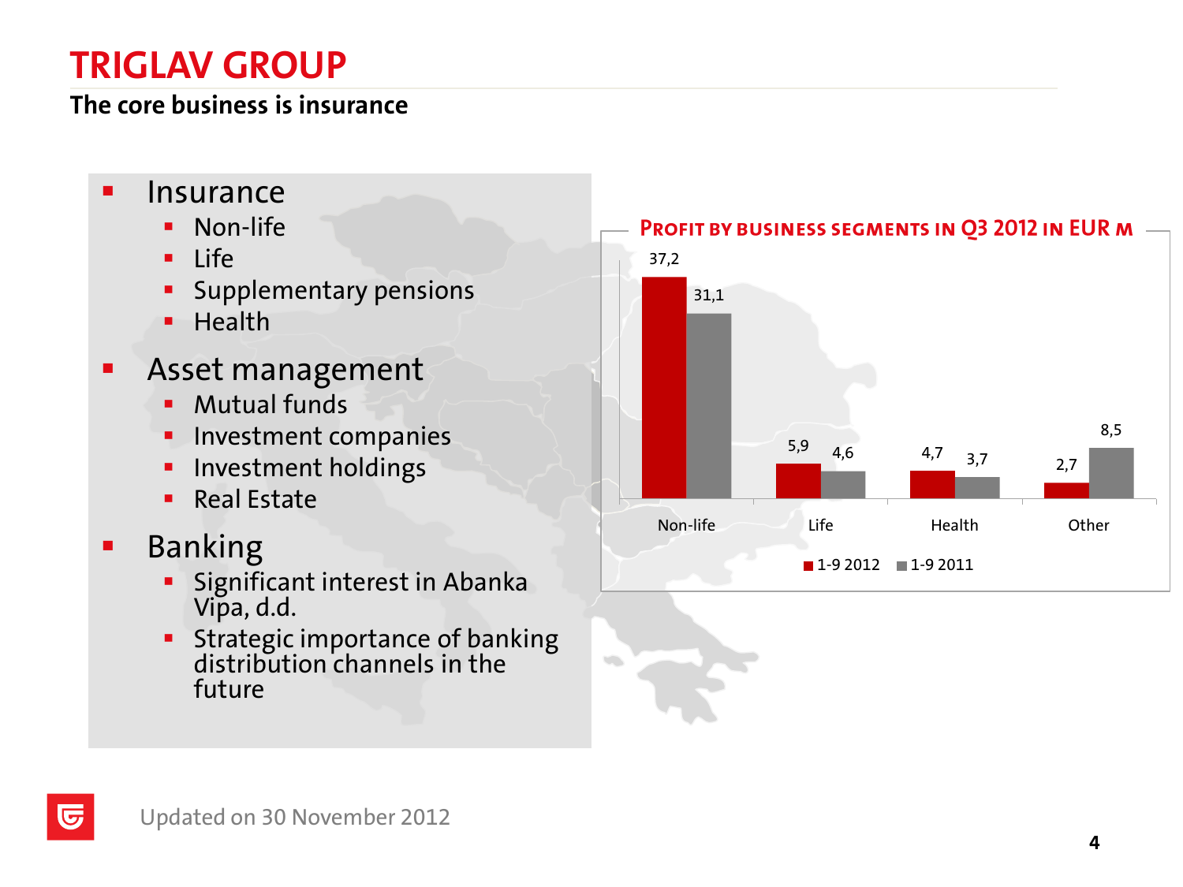# TRIGLAV GROUP

## The core business is insurance

- Insurance
  - Non-life
  - Life
  - Supplementary pensions
  - Health
- Asset management
  - Mutual funds
  - Investment companies
  - Investment holdings
  - Real Estate
- Banking
  - Significant interest in Abanka Vipa, d.d.
  - Strategic importance of banking distribution channels in the future

**PROFIT BY BUSINESS SEGMENTS IN Q3 2012 IN EUR M**

| | 1-9 2012 | 1-9 2011 |
|---|---|---|
| Non-life | 37,2 | 31,1 |
| Life | 5,9 | 4,6 |
| Health | 4,7 | 3,7 |
| Other | 2,7 | 8,5 |

Updated on 30 November 2012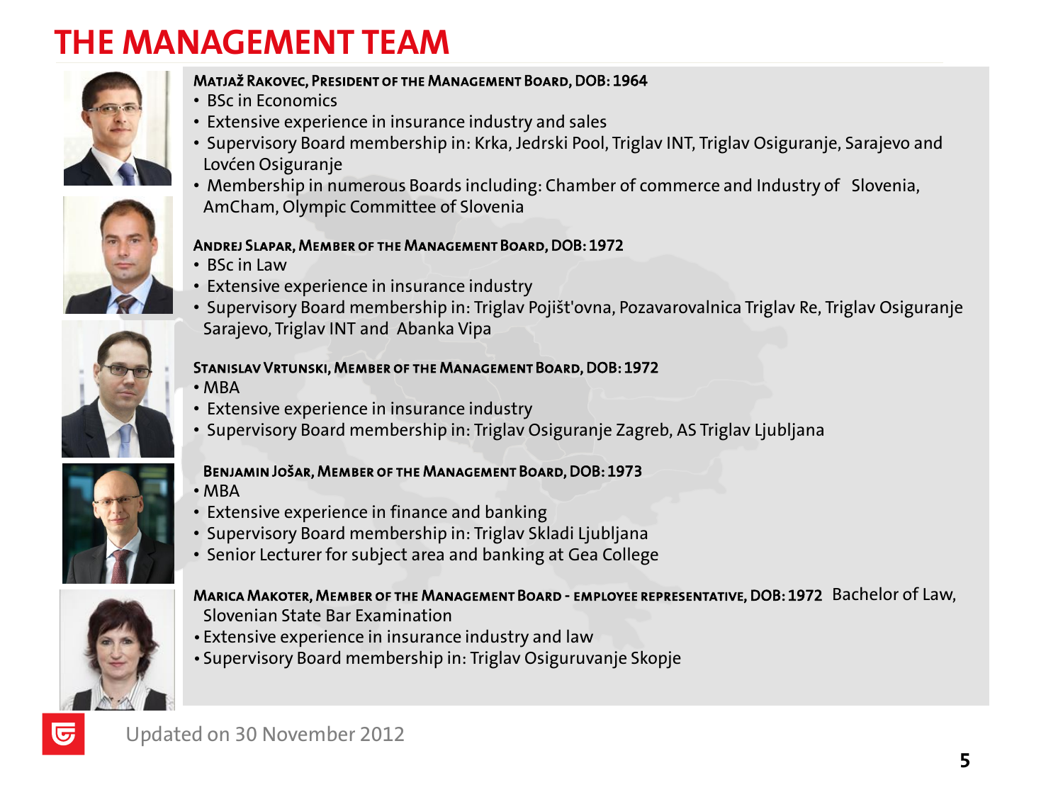# THE MANAGEMENT TEAM

**MATJAŽ RAKOVEC, PRESIDENT OF THE MANAGEMENT BOARD, DOB: 1964**

- BSc in Economics
- Extensive experience in insurance industry and sales
- Supervisory Board membership in: Krka, Jedrski Pool, Triglav INT, Triglav Osiguranje, Sarajevo and Lovćen Osiguranje
- Membership in numerous Boards including: Chamber of commerce and Industry of Slovenia, AmCham, Olympic Committee of Slovenia

**ANDREJ SLAPAR, MEMBER OF THE MANAGEMENT BOARD, DOB: 1972**

- BSc in Law
- Extensive experience in insurance industry
- Supervisory Board membership in: Triglav Pojišt'ovna, Pozavarovalnica Triglav Re, Triglav Osiguranje Sarajevo, Triglav INT and Abanka Vipa

**STANISLAV VRTUNSKI, MEMBER OF THE MANAGEMENT BOARD, DOB: 1972**

- MBA
- Extensive experience in insurance industry
- Supervisory Board membership in: Triglav Osiguranje Zagreb, AS Triglav Ljubljana

**BENJAMIN JOŠAR, MEMBER OF THE MANAGEMENT BOARD, DOB: 1973**

- MBA
- Extensive experience in finance and banking
- Supervisory Board membership in: Triglav Skladi Ljubljana
- Senior Lecturer for subject area and banking at Gea College

**MARICA MAKOTER, MEMBER OF THE MANAGEMENT BOARD - EMPLOYEE REPRESENTATIVE, DOB: 1972** Bachelor of Law, Slovenian State Bar Examination

- Extensive experience in insurance industry and law
- Supervisory Board membership in: Triglav Osiguruvanje Skopje

Updated on 30 November 2012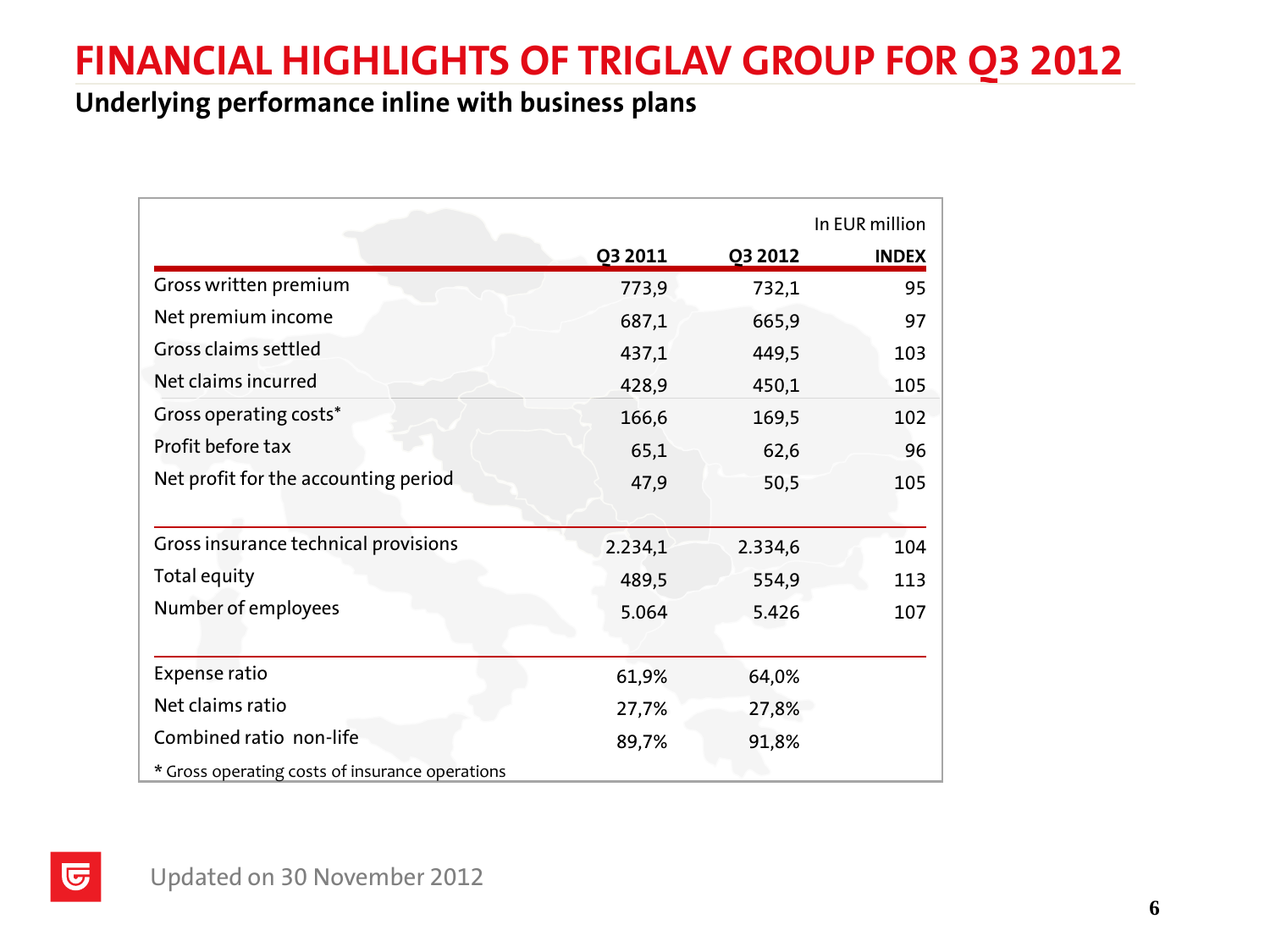# FINANCIAL HIGHLIGHTS OF TRIGLAV GROUP FOR Q3 2012

## Underlying performance inline with business plans

In EUR million

| | Q3 2011 | Q3 2012 | INDEX |
|---|---|---|---|
| Gross written premium | 773,9 | 732,1 | 95 |
| Net premium income | 687,1 | 665,9 | 97 |
| Gross claims settled | 437,1 | 449,5 | 103 |
| Net claims incurred | 428,9 | 450,1 | 105 |
| Gross operating costs* | 166,6 | 169,5 | 102 |
| Profit before tax | 65,1 | 62,6 | 96 |
| Net profit for the accounting period | 47,9 | 50,5 | 105 |
| Gross insurance technical provisions | 2.234,1 | 2.334,6 | 104 |
| Total equity | 489,5 | 554,9 | 113 |
| Number of employees | 5.064 | 5.426 | 107 |
| Expense ratio | 61,9% | 64,0% | |
| Net claims ratio | 27,7% | 27,8% | |
| Combined ratio non-life | 89,7% | 91,8% | |

\* Gross operating costs of insurance operations

Updated on 30 November 2012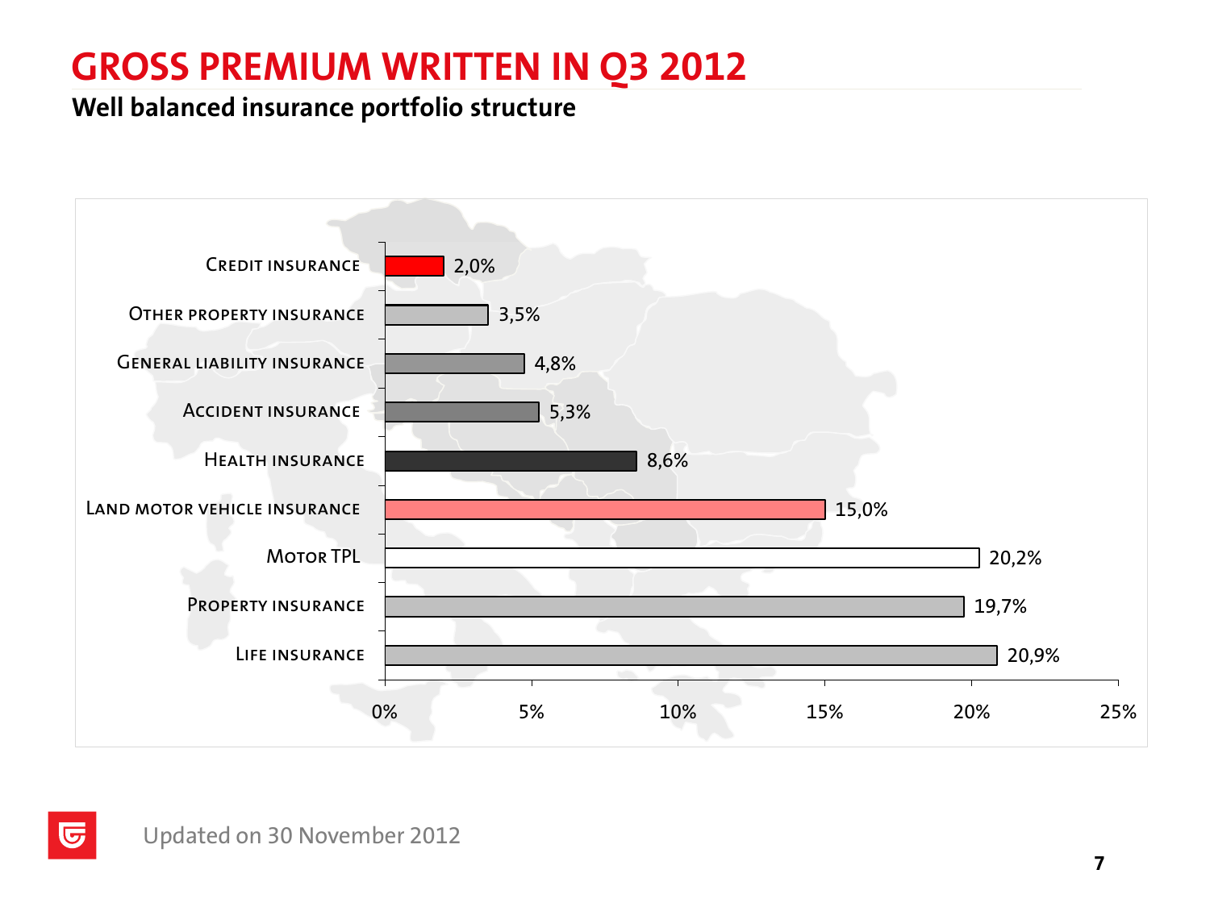# GROSS PREMIUM WRITTEN IN Q3 2012

## Well balanced insurance portfolio structure

| Insurance type | Share |
|---|---|
| Credit insurance | 2,0% |
| Other property insurance | 3,5% |
| General liability insurance | 4,8% |
| Accident insurance | 5,3% |
| Health insurance | 8,6% |
| Land motor vehicle insurance | 15,0% |
| Motor TPL | 20,2% |
| Property insurance | 19,7% |
| Life insurance | 20,9% |

Updated on 30 November 2012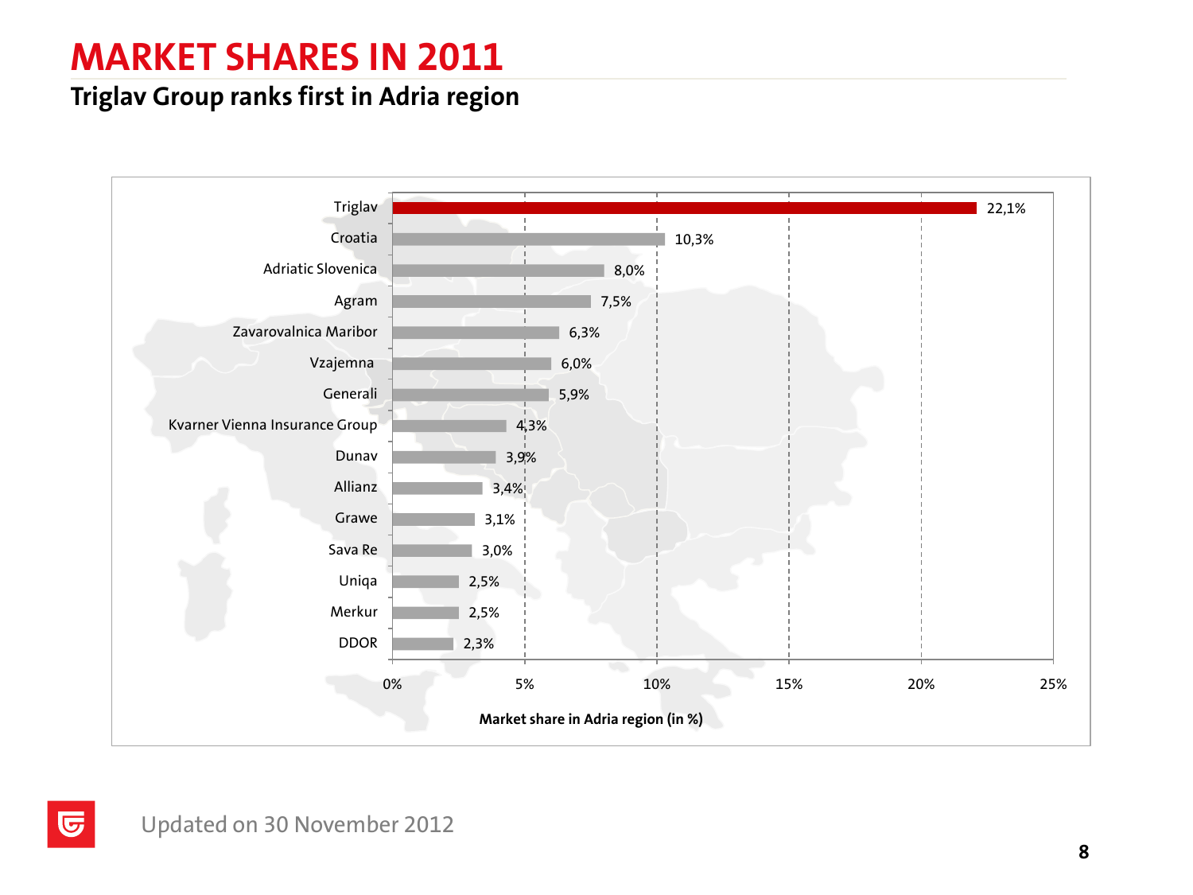# MARKET SHARES IN 2011

## Triglav Group ranks first in Adria region

| Company | Market share in Adria region (in %) |
| --- | --- |
| Triglav | 22,1% |
| Croatia | 10,3% |
| Adriatic Slovenica | 8,0% |
| Agram | 7,5% |
| Zavarovalnica Maribor | 6,3% |
| Vzajemna | 6,0% |
| Generali | 5,9% |
| Kvarner Vienna Insurance Group | 4,3% |
| Dunav | 3,9% |
| Allianz | 3,4% |
| Grawe | 3,1% |
| Sava Re | 3,0% |
| Uniqa | 2,5% |
| Merkur | 2,5% |
| DDOR | 2,3% |

Updated on 30 November 2012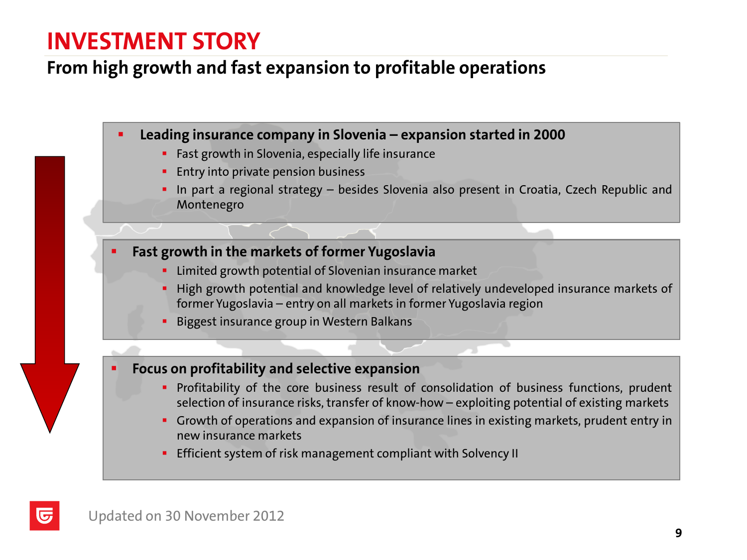# INVESTMENT STORY

## From high growth and fast expansion to profitable operations

- **Leading insurance company in Slovenia – expansion started in 2000**
  - Fast growth in Slovenia, especially life insurance
  - Entry into private pension business
  - In part a regional strategy – besides Slovenia also present in Croatia, Czech Republic and Montenegro

- **Fast growth in the markets of former Yugoslavia**
  - Limited growth potential of Slovenian insurance market
  - High growth potential and knowledge level of relatively undeveloped insurance markets of former Yugoslavia – entry on all markets in former Yugoslavia region
  - Biggest insurance group in Western Balkans

- **Focus on profitability and selective expansion**
  - Profitability of the core business result of consolidation of business functions, prudent selection of insurance risks, transfer of know-how – exploiting potential of existing markets
  - Growth of operations and expansion of insurance lines in existing markets, prudent entry in new insurance markets
  - Efficient system of risk management compliant with Solvency II

Updated on 30 November 2012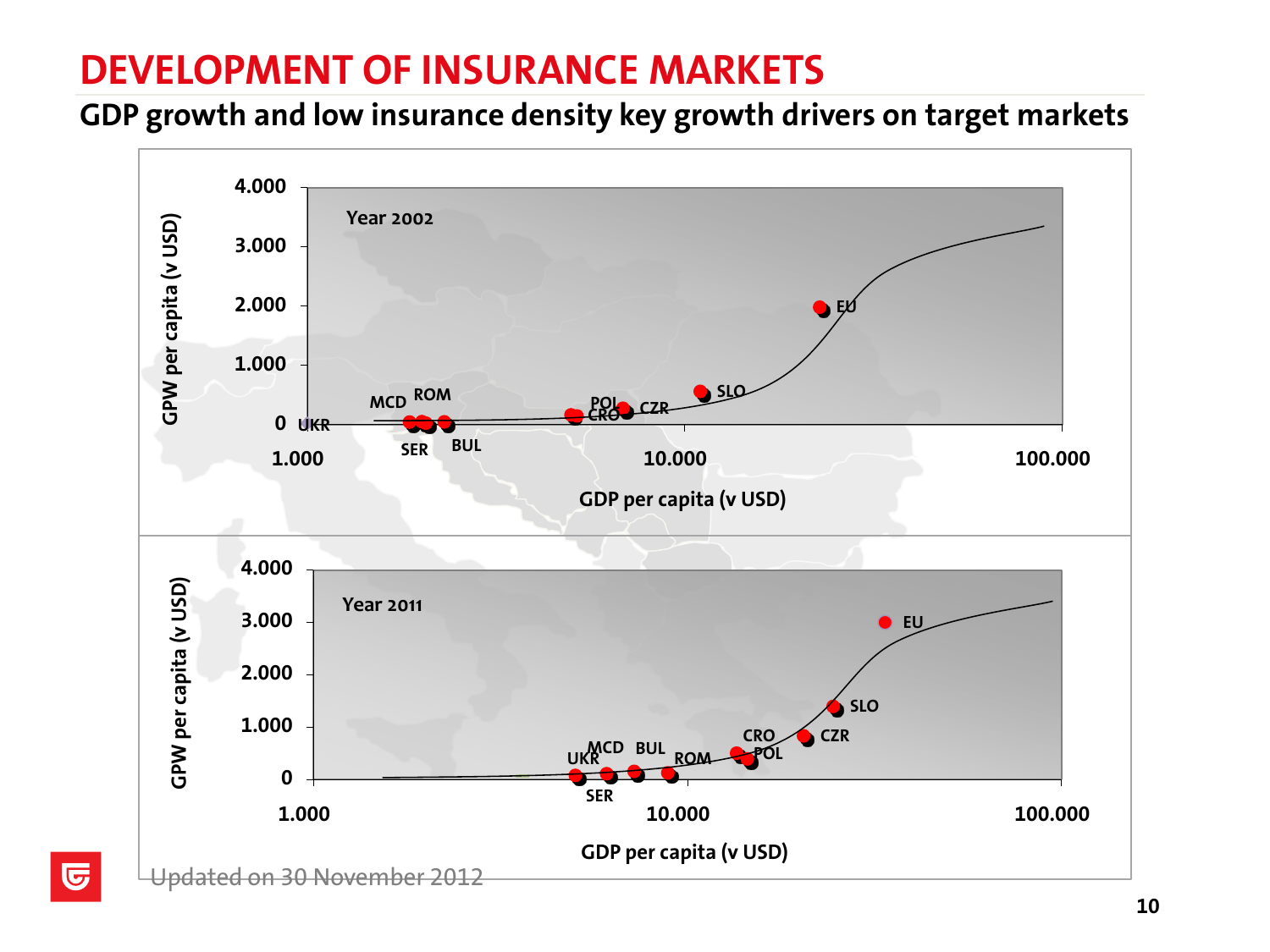# DEVELOPMENT OF INSURANCE MARKETS

## GDP growth and low insurance density key growth drivers on target markets

Year 2002

GPW per capita (v USD)

4.000
3.000
2.000
1.000
0

UKR MCD ROM SER BUL POL CRO CZR SLO EU

1.000 10.000 100.000

GDP per capita (v USD)

Year 2011

GPW per capita (v USD)

4.000
3.000
2.000
1.000
0

UKR MCD SER BUL ROM CRO POL CZR SLO EU

1.000 10.000 100.000

GDP per capita (v USD)

Updated on 30 November 2012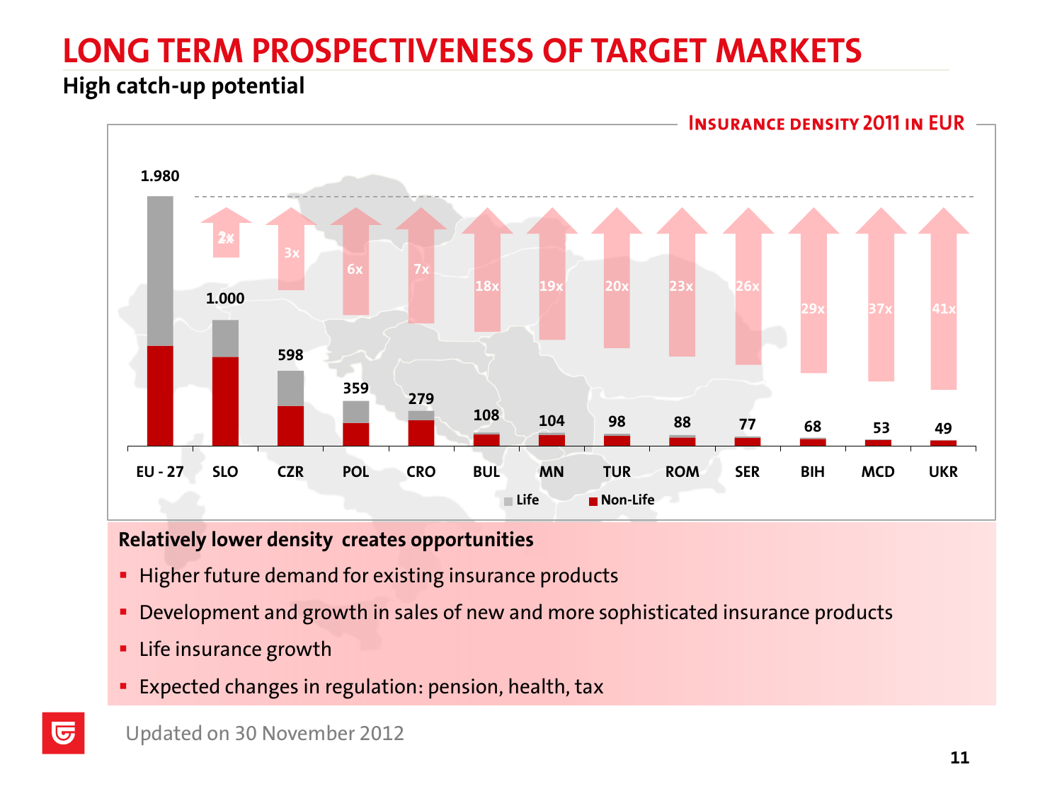# LONG TERM PROSPECTIVENESS OF TARGET MARKETS

## High catch-up potential

**INSURANCE DENSITY 2011 IN EUR**

| Market | Insurance density (EUR) | Catch-up potential vs EU-27 |
|---|---|---|
| EU - 27 | 1.980 | |
| SLO | 1.000 | 2x |
| CZR | 598 | 3x |
| POL | 359 | 6x |
| CRO | 279 | 7x |
| BUL | 108 | 18x |
| MN | 104 | 19x |
| TUR | 98 | 20x |
| ROM | 88 | 23x |
| SER | 77 | 26x |
| BIH | 68 | 29x |
| MCD | 53 | 37x |
| UKR | 49 | 41x |

Life / Non-Life

**Relatively lower density creates opportunities**

- Higher future demand for existing insurance products
- Development and growth in sales of new and more sophisticated insurance products
- Life insurance growth
- Expected changes in regulation: pension, health, tax

Updated on 30 November 2012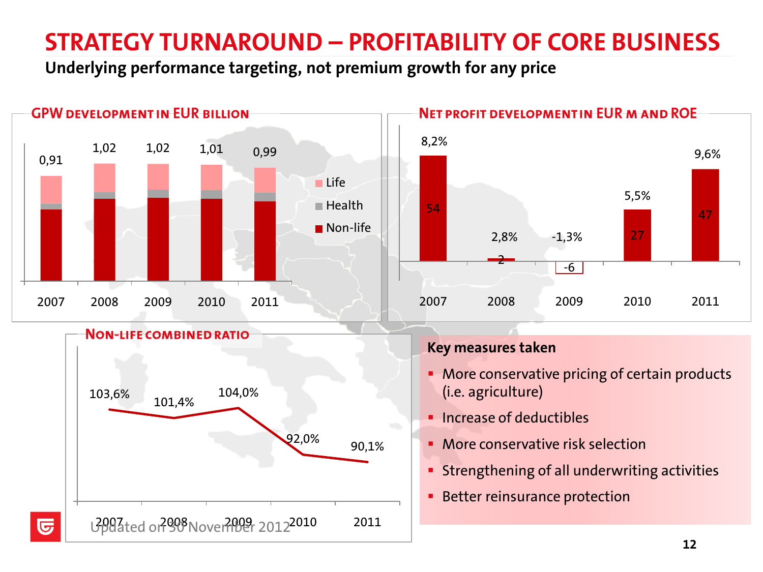# STRATEGY TURNAROUND – PROFITABILITY OF CORE BUSINESS

**Underlying performance targeting, not premium growth for any price**

## GPW development in EUR billion

| | 2007 | 2008 | 2009 | 2010 | 2011 |
|---|---|---|---|---|---|
| Total GPW | 0,91 | 1,02 | 1,02 | 1,01 | 0,99 |

Legend: Life, Health, Non-life

## Net profit development in EUR m and ROE

| | 2007 | 2008 | 2009 | 2010 | 2011 |
|---|---|---|---|---|---|
| Net profit (EUR m) | 54 | 2 | -6 | 27 | 47 |
| ROE | 8,2% | 2,8% | -1,3% | 5,5% | 9,6% |

## Non-life combined ratio

| 2007 | 2008 | 2009 | 2010 | 2011 |
|---|---|---|---|---|
| 103,6% | 101,4% | 104,0% | 92,0% | 90,1% |

**Key measures taken**

- More conservative pricing of certain products (i.e. agriculture)
- Increase of deductibles
- More conservative risk selection
- Strengthening of all underwriting activities
- Better reinsurance protection

Updated on 30 November 2012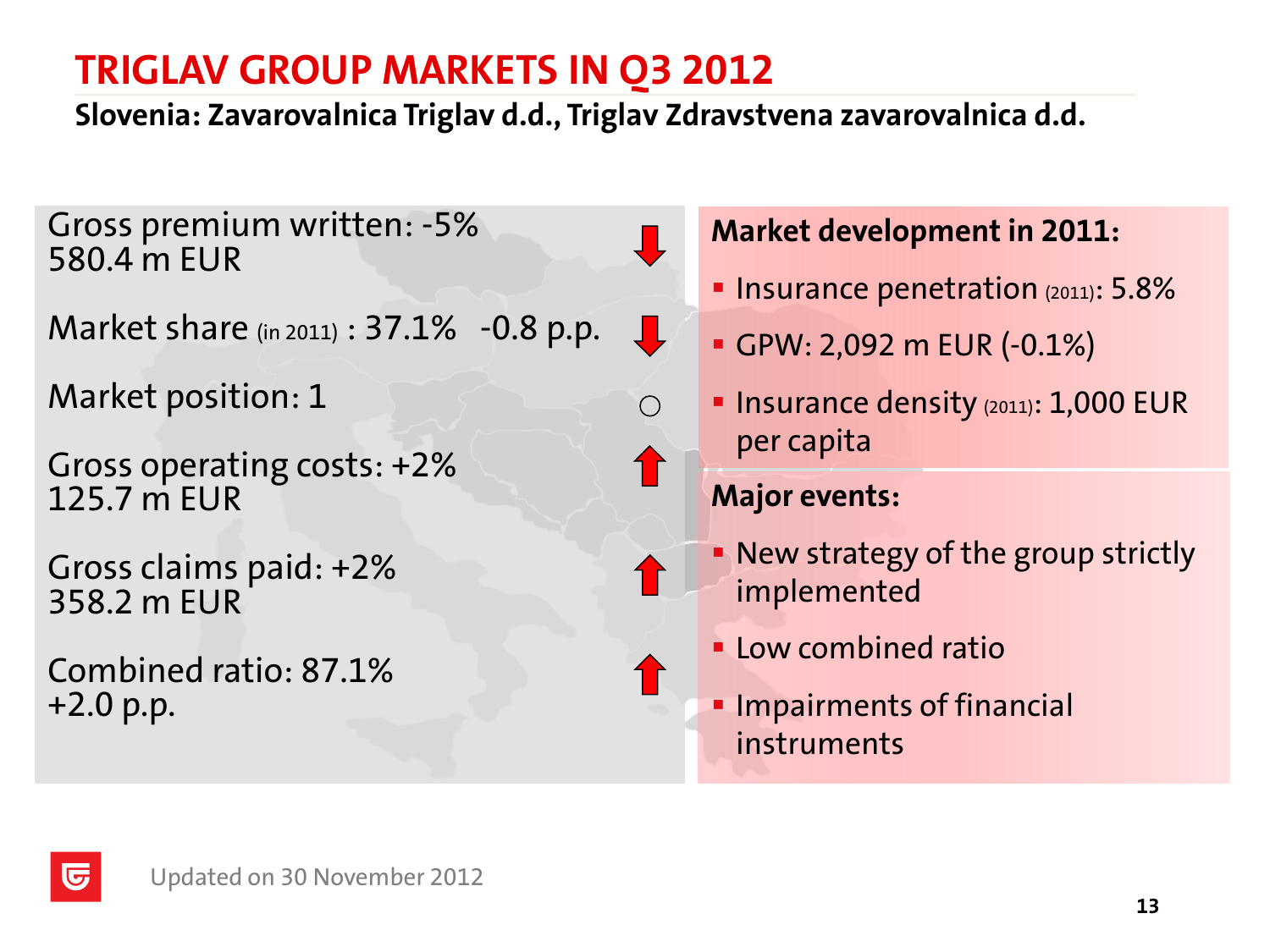# TRIGLAV GROUP MARKETS IN Q3 2012

**Slovenia: Zavarovalnica Triglav d.d., Triglav Zdravstvena zavarovalnica d.d.**

Gross premium written: -5%
580.4 m EUR ↓

Market share (in 2011) : 37.1% -0.8 p.p. ↓

Market position: 1 ○

Gross operating costs: +2%
125.7 m EUR ↑

Gross claims paid: +2%
358.2 m EUR ↑

Combined ratio: 87.1%
+2.0 p.p. ↑

**Market development in 2011:**

- Insurance penetration (2011): 5.8%
- GPW: 2,092 m EUR (-0.1%)
- Insurance density (2011): 1,000 EUR per capita

**Major events:**

- New strategy of the group strictly implemented
- Low combined ratio
- Impairments of financial instruments

Updated on 30 November 2012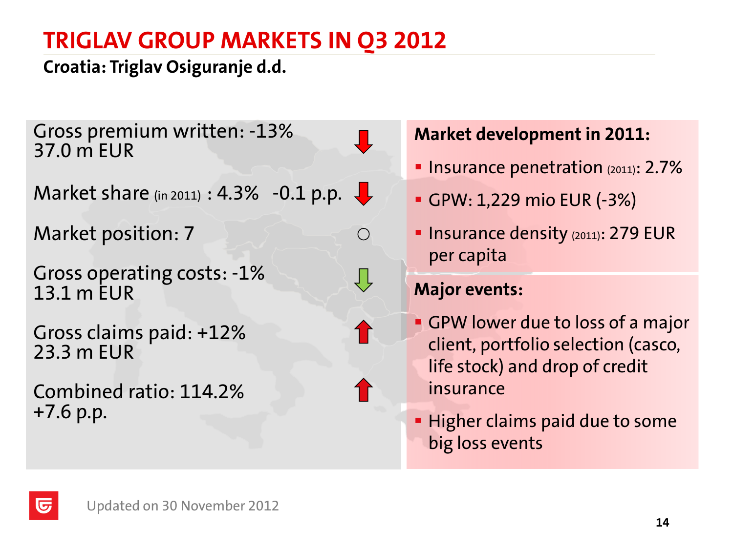# TRIGLAV GROUP MARKETS IN Q3 2012

## Croatia: Triglav Osiguranje d.d.

Gross premium written: -13%
37.0 m EUR

Market share (in 2011) : 4.3% -0.1 p.p.

Market position: 7

Gross operating costs: -1%
13.1 m EUR

Gross claims paid: +12%
23.3 m EUR

Combined ratio: 114.2%
+7.6 p.p.

**Market development in 2011:**

- Insurance penetration (2011): 2.7%
- GPW: 1,229 mio EUR (-3%)
- Insurance density (2011): 279 EUR per capita

**Major events:**

- GPW lower due to loss of a major client, portfolio selection (casco, life stock) and drop of credit insurance
- Higher claims paid due to some big loss events

Updated on 30 November 2012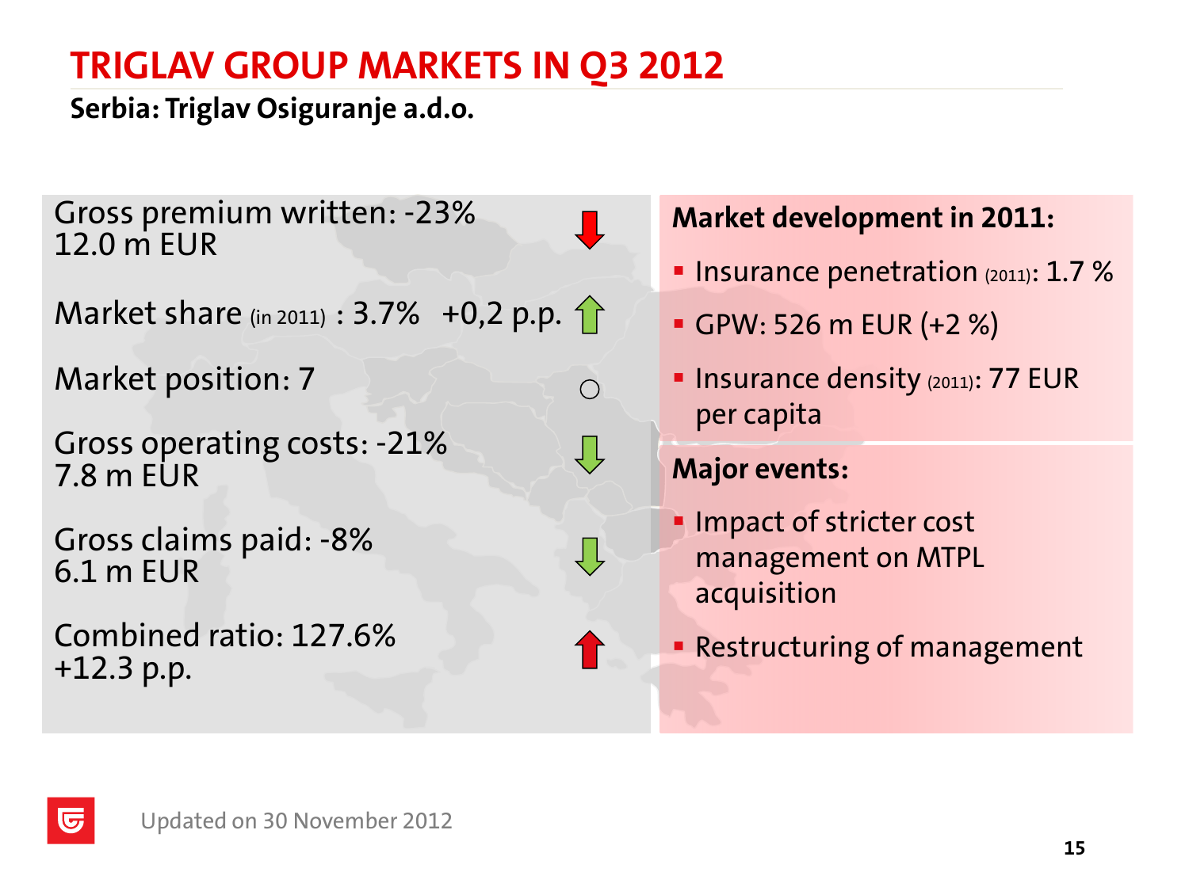# TRIGLAV GROUP MARKETS IN Q3 2012

## Serbia: Triglav Osiguranje a.d.o.

Gross premium written: -23%
12.0 m EUR

Market share (in 2011) : 3.7% +0,2 p.p.

Market position: 7

Gross operating costs: -21%
7.8 m EUR

Gross claims paid: -8%
6.1 m EUR

Combined ratio: 127.6%
+12.3 p.p.

**Market development in 2011:**

- Insurance penetration (2011): 1.7 %
- GPW: 526 m EUR (+2 %)
- Insurance density (2011): 77 EUR per capita

**Major events:**

- Impact of stricter cost management on MTPL acquisition
- Restructuring of management

Updated on 30 November 2012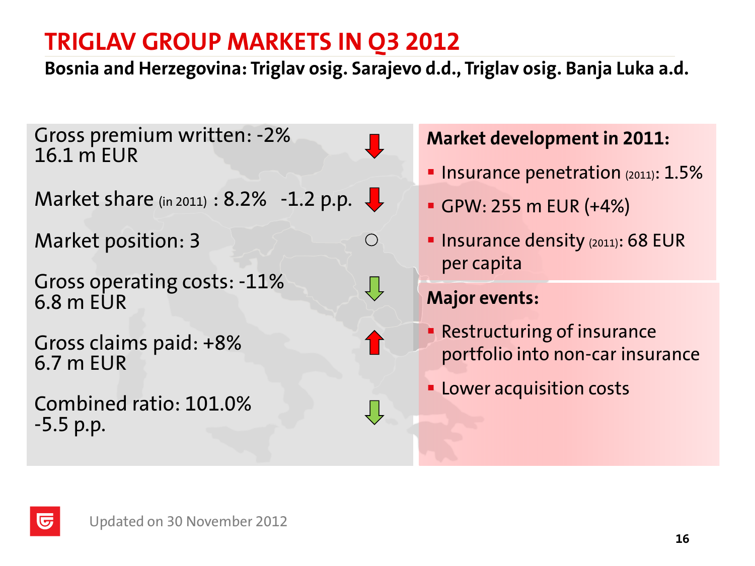# TRIGLAV GROUP MARKETS IN Q3 2012

**Bosnia and Herzegovina: Triglav osig. Sarajevo d.d., Triglav osig. Banja Luka a.d.**

Gross premium written: -2%
16.1 m EUR

Market share (in 2011) : 8.2% -1.2 p.p.

Market position: 3

Gross operating costs: -11%
6.8 m EUR

Gross claims paid: +8%
6.7 m EUR

Combined ratio: 101.0%
-5.5 p.p.

**Market development in 2011:**

- Insurance penetration (2011): 1.5%
- GPW: 255 m EUR (+4%)
- Insurance density (2011): 68 EUR per capita

**Major events:**

- Restructuring of insurance portfolio into non-car insurance
- Lower acquisition costs

Updated on 30 November 2012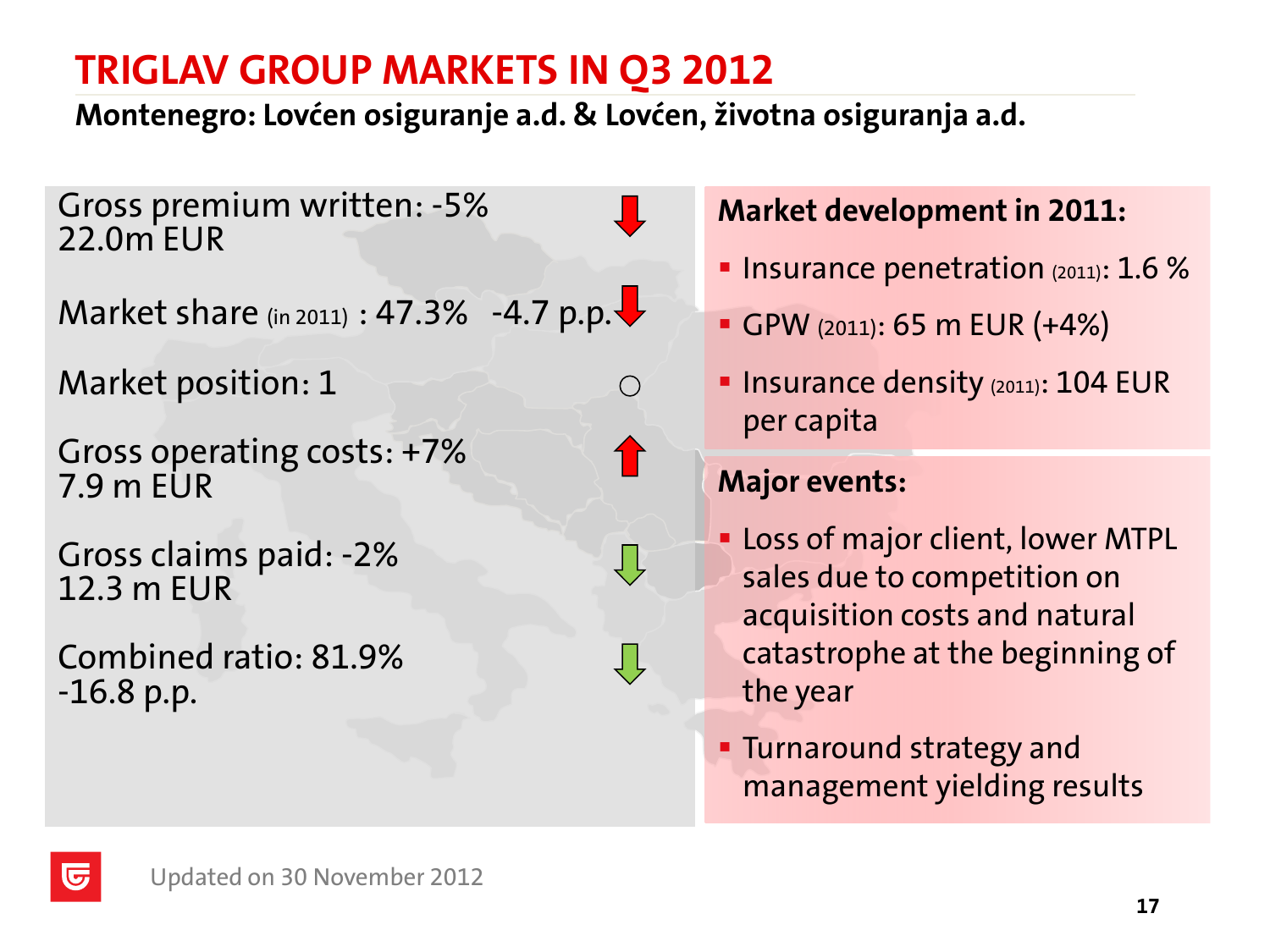# TRIGLAV GROUP MARKETS IN Q3 2012

**Montenegro: Lovćen osiguranje a.d. & Lovćen, životna osiguranja a.d.**

Gross premium written: -5%
22.0m EUR

Market share (in 2011) : 47.3% -4.7 p.p.

Market position: 1

Gross operating costs: +7%
7.9 m EUR

Gross claims paid: -2%
12.3 m EUR

Combined ratio: 81.9%
-16.8 p.p.

**Market development in 2011:**

- Insurance penetration (2011): 1.6 %
- GPW (2011): 65 m EUR (+4%)
- Insurance density (2011): 104 EUR per capita

**Major events:**

- Loss of major client, lower MTPL sales due to competition on acquisition costs and natural catastrophe at the beginning of the year
- Turnaround strategy and management yielding results

Updated on 30 November 2012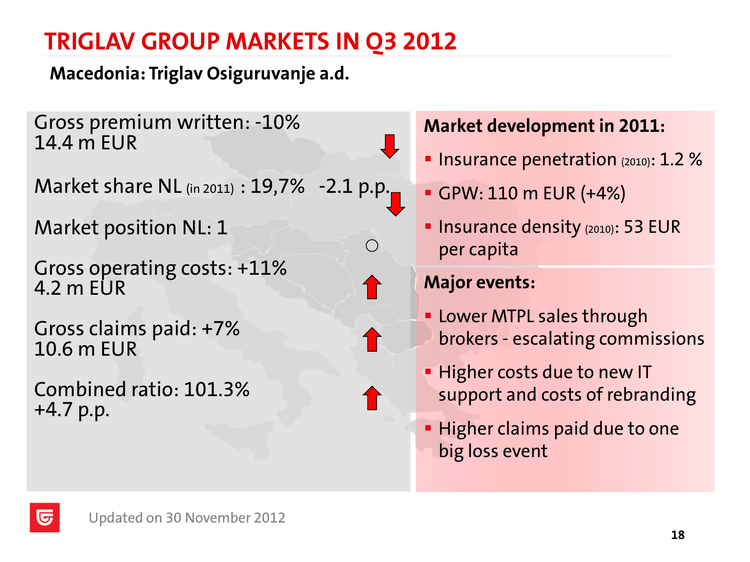# TRIGLAV GROUP MARKETS IN Q3 2012

## Macedonia: Triglav Osiguruvanje a.d.

Gross premium written: -10%
14.4 m EUR ↓

Market share NL (in 2011) : 19,7% -2.1 p.p. ↓

Market position NL: 1 ○

Gross operating costs: +11%
4.2 m EUR ↑

Gross claims paid: +7%
10.6 m EUR ↑

Combined ratio: 101.3%
+4.7 p.p. ↑

**Market development in 2011:**

- Insurance penetration (2010): 1.2 %
- GPW: 110 m EUR (+4%)
- Insurance density (2010): 53 EUR per capita

**Major events:**

- Lower MTPL sales through brokers - escalating commissions
- Higher costs due to new IT support and costs of rebranding
- Higher claims paid due to one big loss event

Updated on 30 November 2012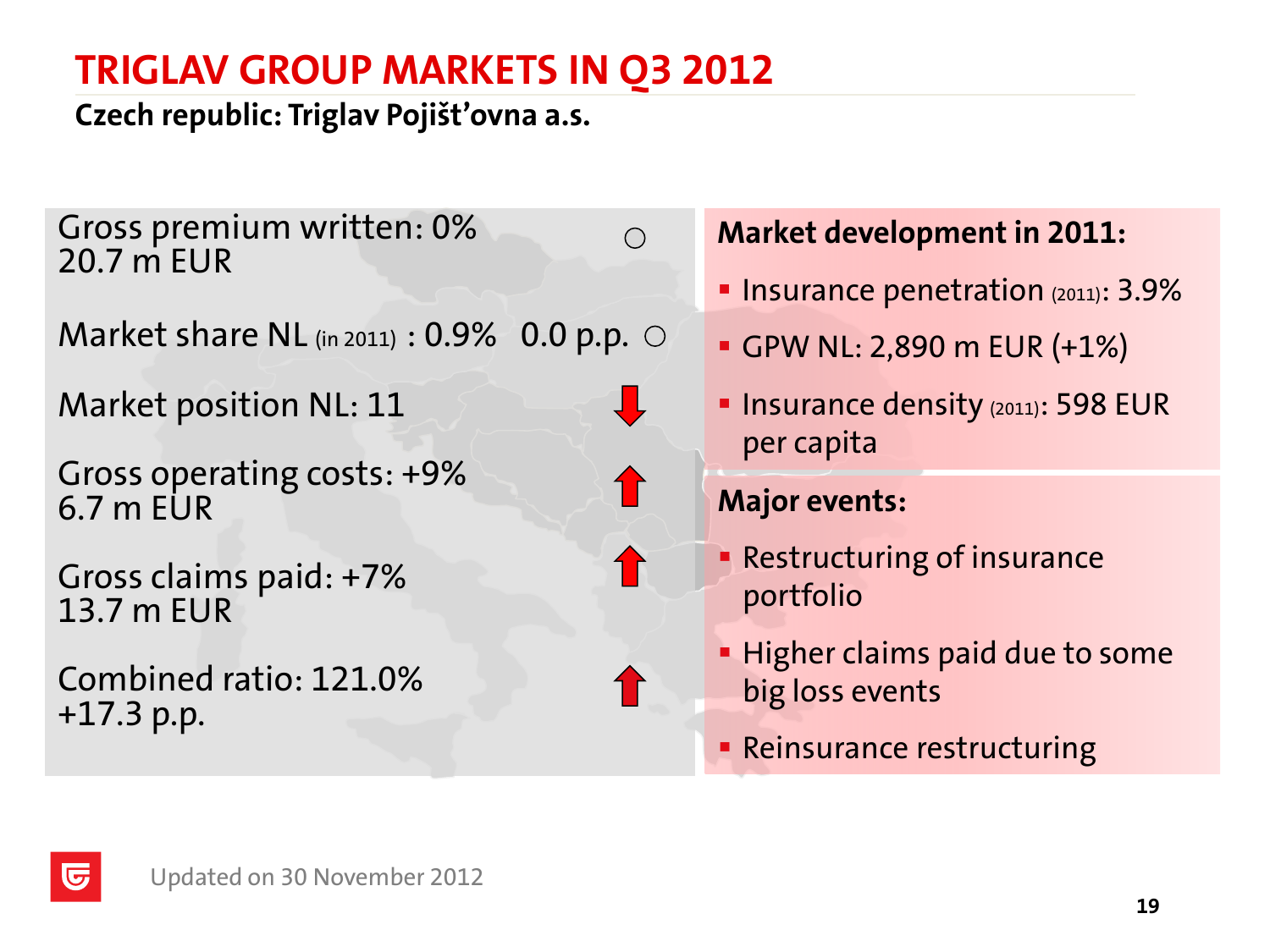# TRIGLAV GROUP MARKETS IN Q3 2012

## Czech republic: Triglav Pojišťovna a.s.

Gross premium written: 0% ○
20.7 m EUR

Market share NL (in 2011) : 0.9% 0.0 p.p. ○

Market position NL: 11 ↓

Gross operating costs: +9% ↑
6.7 m EUR

Gross claims paid: +7% ↑
13.7 m EUR

Combined ratio: 121.0% ↑
+17.3 p.p.

**Market development in 2011:**

- Insurance penetration (2011): 3.9%
- GPW NL: 2,890 m EUR (+1%)
- Insurance density (2011): 598 EUR per capita

**Major events:**

- Restructuring of insurance portfolio
- Higher claims paid due to some big loss events
- Reinsurance restructuring

Updated on 30 November 2012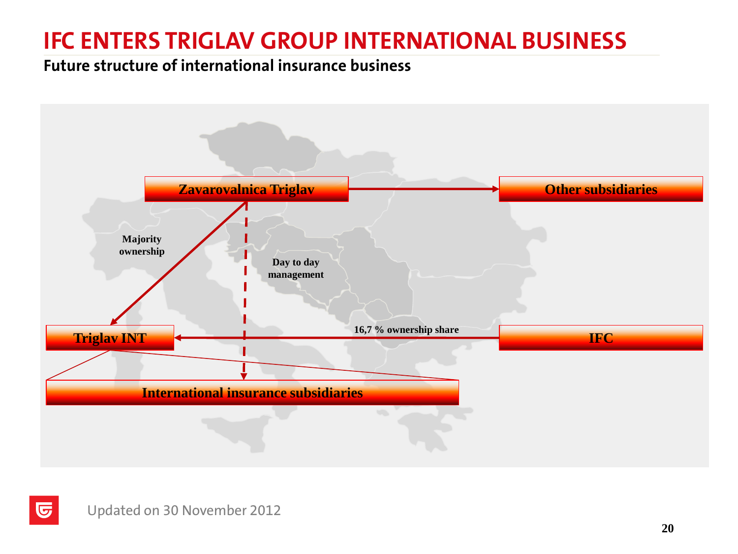# IFC ENTERS TRIGLAV GROUP INTERNATIONAL BUSINESS

## Future structure of international insurance business

- **Zavarovalnica Triglav** → **Other subsidiaries**
- **Zavarovalnica Triglav** → **Triglav INT**: Majority ownership
- **Zavarovalnica Triglav** → **International insurance subsidiaries**: Day to day management
- **IFC** → **Triglav INT**: 16,7 % ownership share
- **Triglav INT** → **International insurance subsidiaries**

Updated on 30 November 2012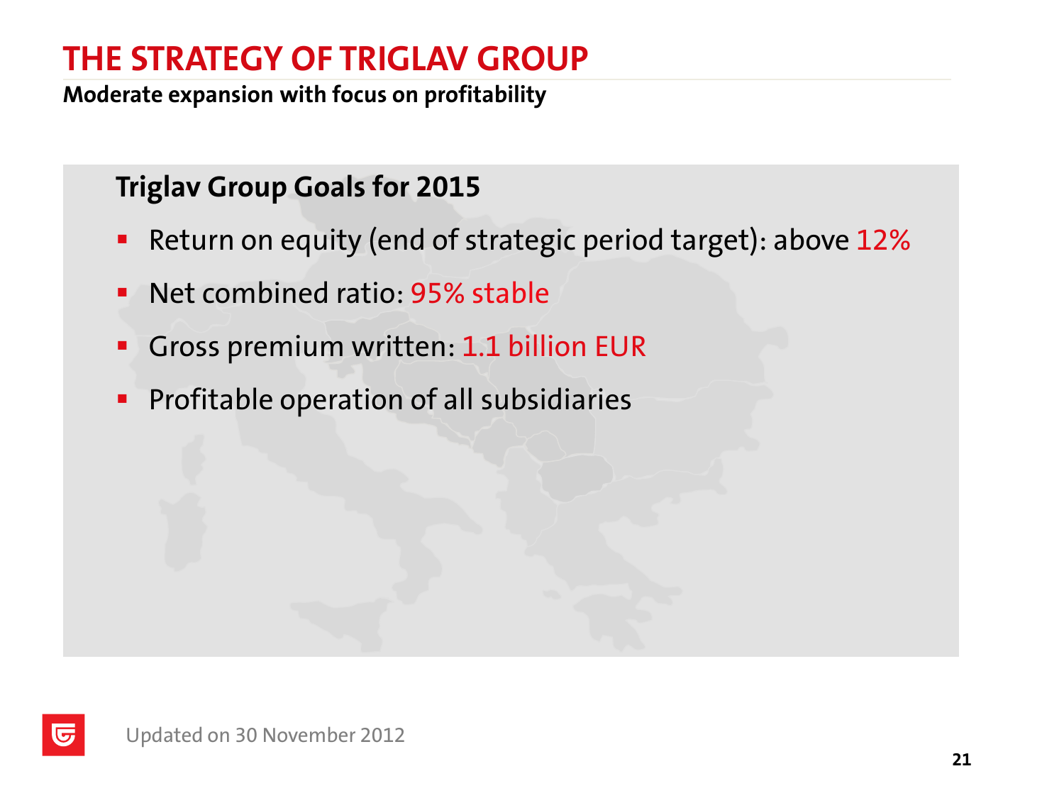# THE STRATEGY OF TRIGLAV GROUP

**Moderate expansion with focus on profitability**

## Triglav Group Goals for 2015

- Return on equity (end of strategic period target): above 12%
- Net combined ratio: 95% stable
- Gross premium written: 1.1 billion EUR
- Profitable operation of all subsidiaries

Updated on 30 November 2012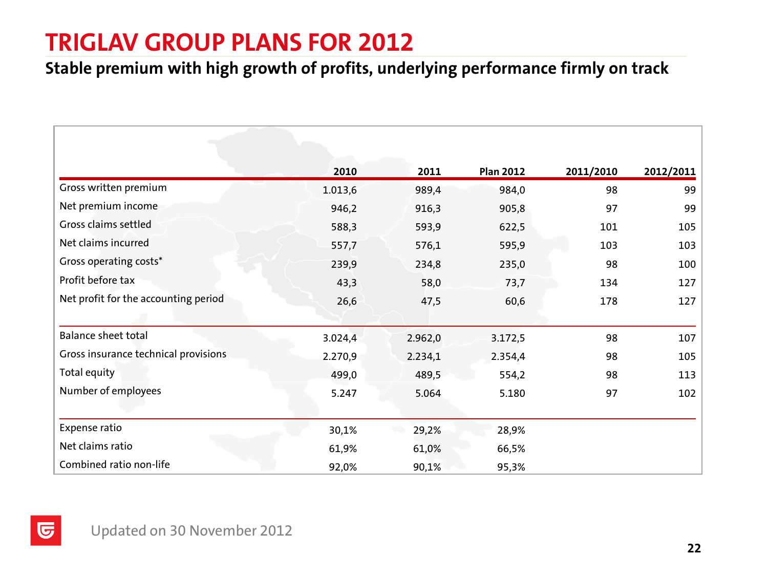# TRIGLAV GROUP PLANS FOR 2012

## Stable premium with high growth of profits, underlying performance firmly on track

| | 2010 | 2011 | Plan 2012 | 2011/2010 | 2012/2011 |
|---|---|---|---|---|---|
| Gross written premium | 1.013,6 | 989,4 | 984,0 | 98 | 99 |
| Net premium income | 946,2 | 916,3 | 905,8 | 97 | 99 |
| Gross claims settled | 588,3 | 593,9 | 622,5 | 101 | 105 |
| Net claims incurred | 557,7 | 576,1 | 595,9 | 103 | 103 |
| Gross operating costs* | 239,9 | 234,8 | 235,0 | 98 | 100 |
| Profit before tax | 43,3 | 58,0 | 73,7 | 134 | 127 |
| Net profit for the accounting period | 26,6 | 47,5 | 60,6 | 178 | 127 |
| Balance sheet total | 3.024,4 | 2.962,0 | 3.172,5 | 98 | 107 |
| Gross insurance technical provisions | 2.270,9 | 2.234,1 | 2.354,4 | 98 | 105 |
| Total equity | 499,0 | 489,5 | 554,2 | 98 | 113 |
| Number of employees | 5.247 | 5.064 | 5.180 | 97 | 102 |
| Expense ratio | 30,1% | 29,2% | 28,9% | | |
| Net claims ratio | 61,9% | 61,0% | 66,5% | | |
| Combined ratio non-life | 92,0% | 90,1% | 95,3% | | |

Updated on 30 November 2012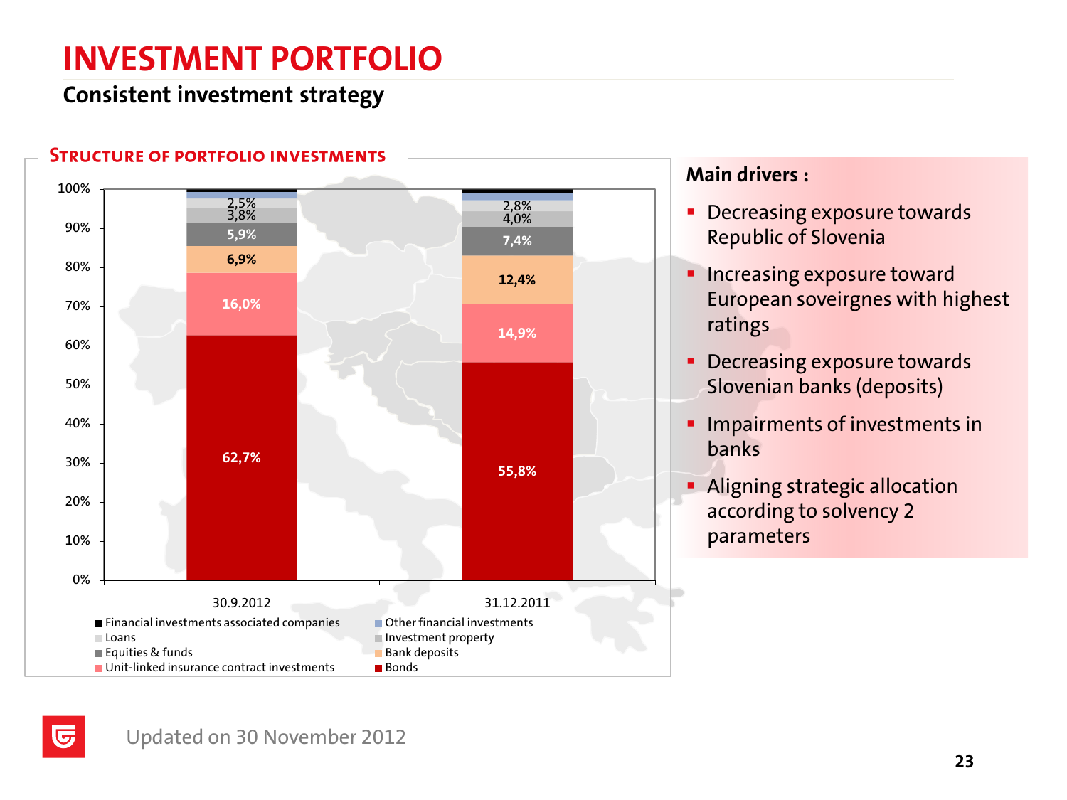# INVESTMENT PORTFOLIO

## Consistent investment strategy

### STRUCTURE OF PORTFOLIO INVESTMENTS

| | 30.9.2012 | 31.12.2011 |
|---|---|---|
| Financial investments associated companies | | |
| Other financial investments | | |
| Loans | 2,5% | 2,8% |
| Investment property | 3,8% | 4,0% |
| Equities & funds | 5,9% | 7,4% |
| Bank deposits | 6,9% | 12,4% |
| Unit-linked insurance contract investments | 16,0% | 14,9% |
| Bonds | 62,7% | 55,8% |

**Main drivers :**

- Decreasing exposure towards Republic of Slovenia
- Increasing exposure toward European soveirgnes with highest ratings
- Decreasing exposure towards Slovenian banks (deposits)
- Impairments of investments in banks
- Aligning strategic allocation according to solvency 2 parameters

Updated on 30 November 2012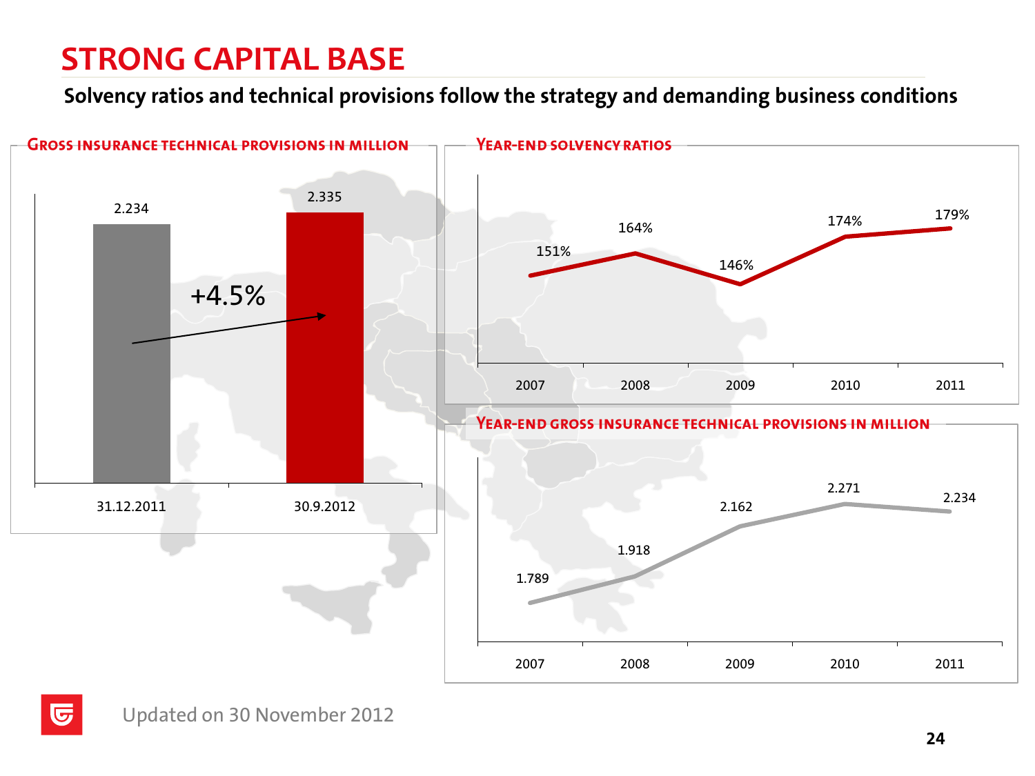# STRONG CAPITAL BASE

**Solvency ratios and technical provisions follow the strategy and demanding business conditions**

## Gross insurance technical provisions in million

| 31.12.2011 | 30.9.2012 |
|---|---|
| 2.234 | 2.335 |

+4.5%

## Year-end solvency ratios

| 2007 | 2008 | 2009 | 2010 | 2011 |
|---|---|---|---|---|
| 151% | 164% | 146% | 174% | 179% |

## Year-end gross insurance technical provisions in million

| 2007 | 2008 | 2009 | 2010 | 2011 |
|---|---|---|---|---|
| 1.789 | 1.918 | 2.162 | 2.271 | 2.234 |

Updated on 30 November 2012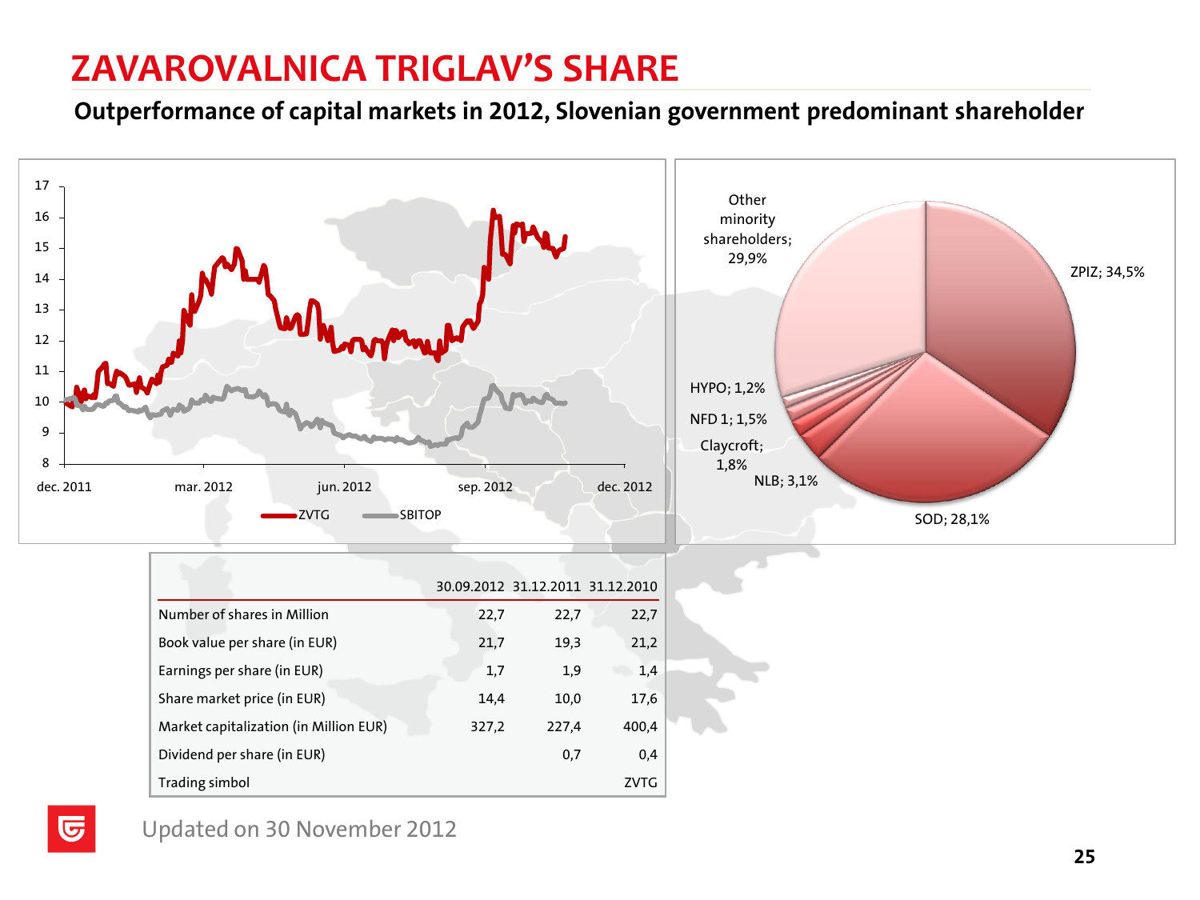# ZAVAROVALNICA TRIGLAV'S SHARE

**Outperformance of capital markets in 2012, Slovenian government predominant shareholder**

17
16
15
14
13
12
11
10
9
8

dec. 2011 mar. 2012 jun. 2012 sep. 2012 dec. 2012

ZVTG SBITOP

Other minority shareholders; 29,9%

ZPIZ; 34,5%

HYPO; 1,2%

NFD 1; 1,5%

Claycroft; 1,8%

NLB; 3,1%

SOD; 28,1%

| | 30.09.2012 | 31.12.2011 | 31.12.2010 |
|---|---|---|---|
| Number of shares in Million | 22,7 | 22,7 | 22,7 |
| Book value per share (in EUR) | 21,7 | 19,3 | 21,2 |
| Earnings per share (in EUR) | 1,7 | 1,9 | 1,4 |
| Share market price (in EUR) | 14,4 | 10,0 | 17,6 |
| Market capitalization (in Million EUR) | 327,2 | 227,4 | 400,4 |
| Dividend per share (in EUR) | | 0,7 | 0,4 |
| Trading simbol | | | ZVTG |

Updated on 30 November 2012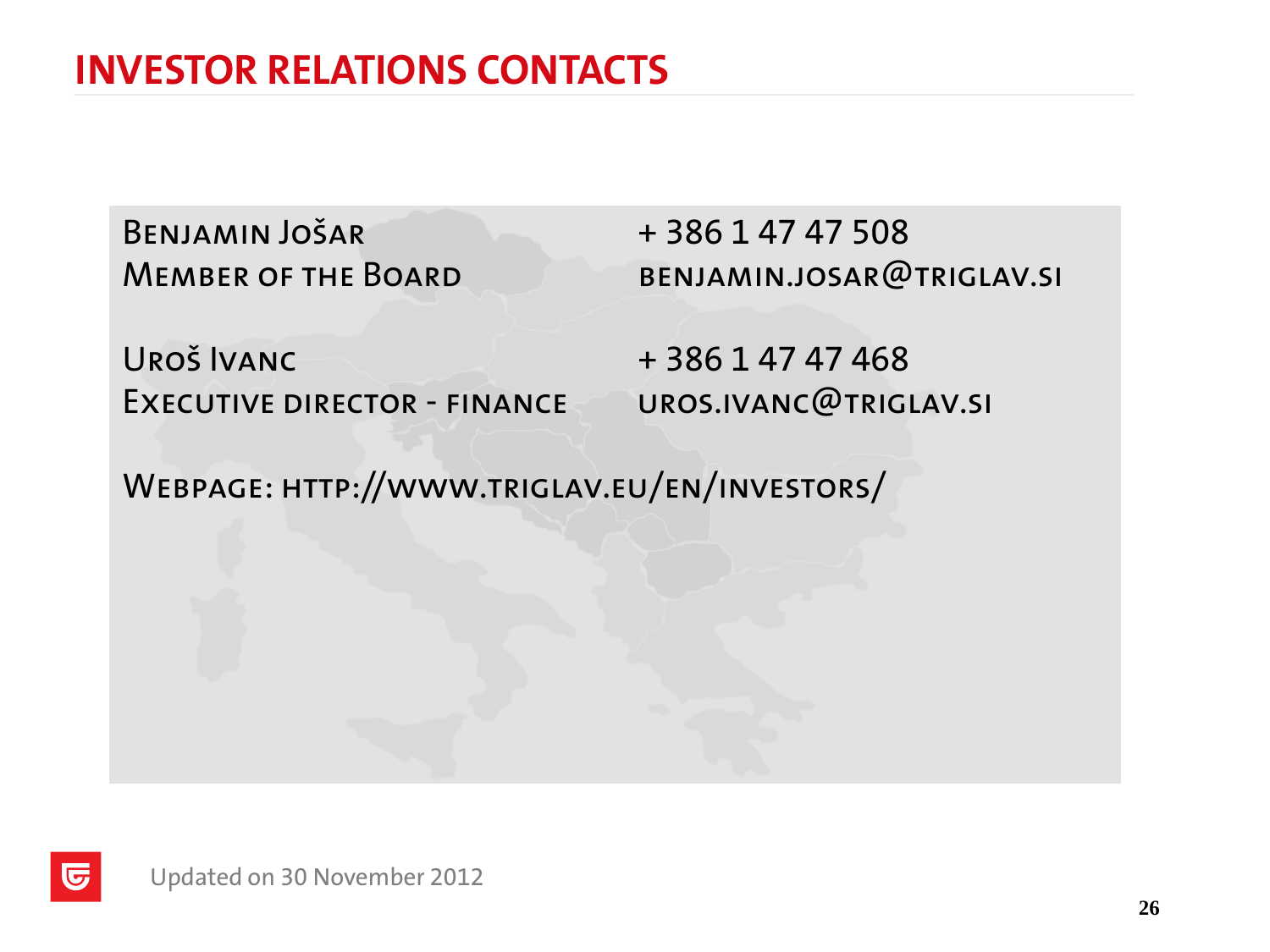# INVESTOR RELATIONS CONTACTS

Benjamin Jošar
Member of the Board

+ 386 1 47 47 508
benjamin.josar@triglav.si

Uroš Ivanc
Executive director - finance

+ 386 1 47 47 468
uros.ivanc@triglav.si

Webpage: http://www.triglav.eu/en/investors/

Updated on 30 November 2012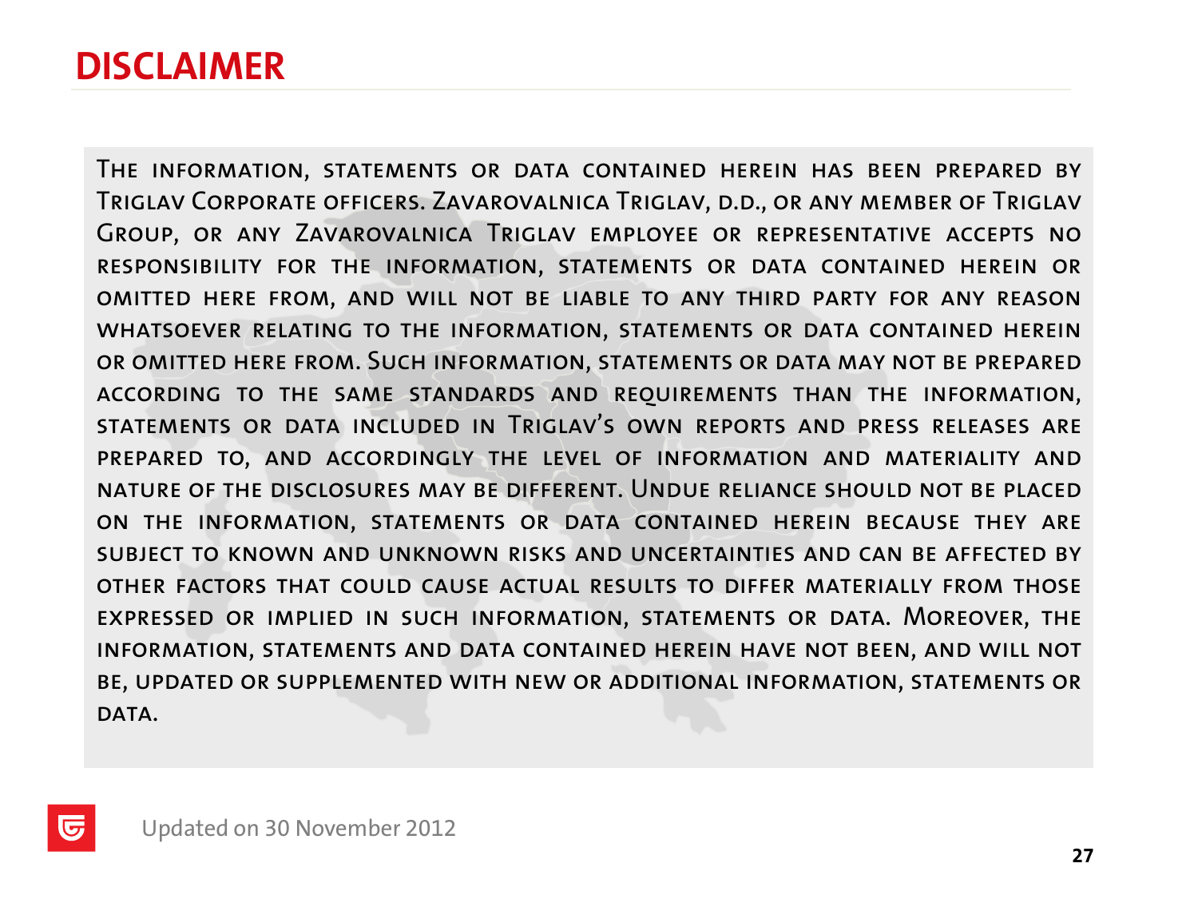# DISCLAIMER

The information, statements or data contained herein has been prepared by Triglav Corporate officers. Zavarovalnica Triglav, d.d., or any member of Triglav Group, or any Zavarovalnica Triglav employee or representative accepts no responsibility for the information, statements or data contained herein or omitted here from, and will not be liable to any third party for any reason whatsoever relating to the information, statements or data contained herein or omitted here from. Such information, statements or data may not be prepared according to the same standards and requirements than the information, statements or data included in Triglav's own reports and press releases are prepared to, and accordingly the level of information and materiality and nature of the disclosures may be different. Undue reliance should not be placed on the information, statements or data contained herein because they are subject to known and unknown risks and uncertainties and can be affected by other factors that could cause actual results to differ materially from those expressed or implied in such information, statements or data. Moreover, the information, statements and data contained herein have not been, and will not be, updated or supplemented with new or additional information, statements or data.

Updated on 30 November 2012